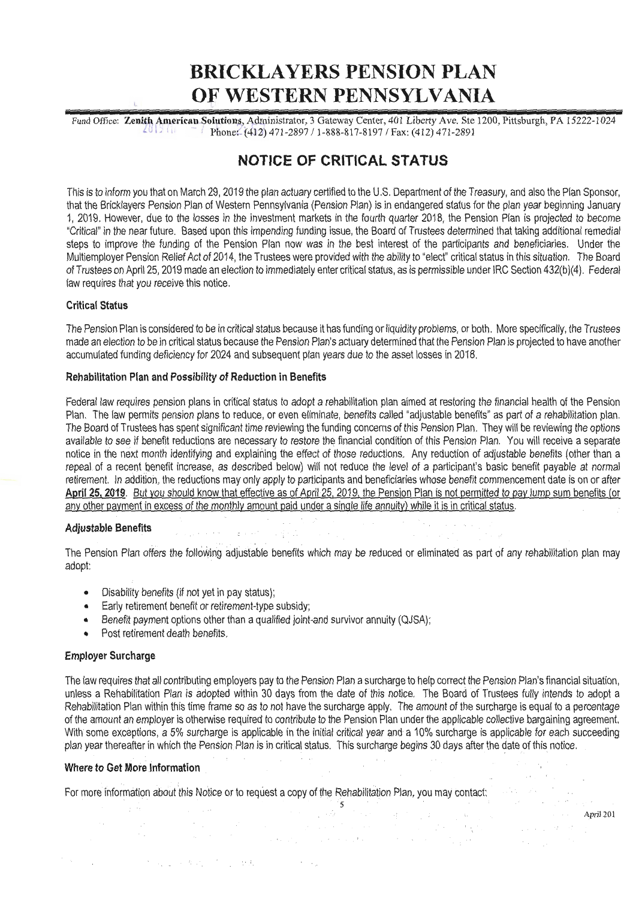# BRICKLAYERS PENSION PLAN OF WESTERN PENNSYLVANIA

Fund Office: **Zenith American Solutions**, Administrator, 3 Gateway Center, 401 Liberty Ave. Ste 1200, Pittsburgh, PA 15222-1024
Phone: (412) 471-2897 / 1-888-817-8197 / Fax: (412) 471-2891

## NOTICE OF CRITICAL STATUS

This is to inform you that on March 29, 2019 the plan actuary certified to the U.S. Department of the Treasury, and also the Plan Sponsor, that the Bricklayers Pension Plan of Western Pennsylvania (Pension Plan) is in endangered status for the plan year beginning January 1, 2019. However, due to the losses in the investment markets in the fourth quarter 2018, the Pension Plan is projected to become "Critical" in the near future. Based upon this impending funding issue, the Board of Trustees determined that taking additional remedial steps to improve the funding of the Pension Plan now was in the best interest of the participants and beneficiaries. Under the Multiemployer Pension Relief Act of 2014, the Trustees were provided with the ability to "elect" critical status in this situation. The Board of Trustees on April 25, 2019 made an election to immediately enter critical status, as is permissible under IRC Section 432(b)(4). Federal law requires that you receive this notice.

### Critical Status

The Pension Plan is considered to be in critical status because it has funding or liquidity problems, or both. More specifically, the Trustees made an election to be in critical status because the Pension Plan's actuary determined that the Pension Plan is projected to have another accumulated funding deficiency for 2024 and subsequent plan years due to the asset losses in 2018.

### Rehabilitation Plan and Possibility of Reduction in Benefits

Federal law requires pension plans in critical status to adopt a rehabilitation plan aimed at restoring the financial health of the Pension Plan. The law permits pension plans to reduce, or even eliminate, benefits called "adjustable benefits" as part of a rehabilitation plan. The Board of Trustees has spent significant time reviewing the funding concerns of this Pension Plan. They will be reviewing the options available to see if benefit reductions are necessary to restore the financial condition of this Pension Plan. You will receive a separate notice in the next month identifying and explaining the effect of those reductions. Any reduction of adjustable benefits (other than a repeal of a recent benefit increase, as described below) will not reduce the level of a participant's basic benefit payable at normal retirement. In addition, the reductions may only apply to participants and beneficiaries whose benefit commencement date is on or after **April 25, 2019**. But you should know that effective as of April 25, 2019, the Pension Plan is not permitted to pay lump sum benefits (or any other payment in excess of the monthly amount paid under a single life annuity) while it is in critical status.

### Adjustable Benefits

The Pension Plan offers the following adjustable benefits which may be reduced or eliminated as part of any rehabilitation plan may adopt:

- Disability benefits (if not yet in pay status);
- Early retirement benefit or retirement-type subsidy;
- Benefit payment options other than a qualified joint-and survivor annuity (QJSA);
- Post retirement death benefits.

### Employer Surcharge

The law requires that all contributing employers pay to the Pension Plan a surcharge to help correct the Pension Plan's financial situation, unless a Rehabilitation Plan is adopted within 30 days from the date of this notice. The Board of Trustees fully intends to adopt a Rehabilitation Plan within this time frame so as to not have the surcharge apply. The amount of the surcharge is equal to a percentage of the amount an employer is otherwise required to contribute to the Pension Plan under the applicable collective bargaining agreement. With some exceptions, a 5% surcharge is applicable in the initial critical year and a 10% surcharge is applicable for each succeeding plan year thereafter in which the Pension Plan is in critical status. This surcharge begins 30 days after the date of this notice.

### Where to Get More Information

For more information about this Notice or to request a copy of the Rehabilitation Plan, you may contact: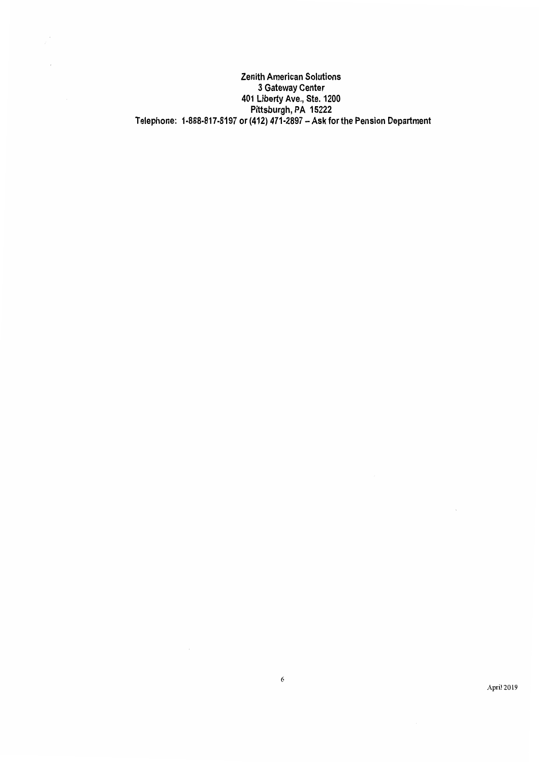**Zenith American Solutions**
**3 Gateway Center**
**401 Liberty Ave., Ste. 1200**
**Pittsburgh, PA 15222**
**Telephone: 1-888-817-8197 or (412) 471-2897 – Ask for the Pension Department**